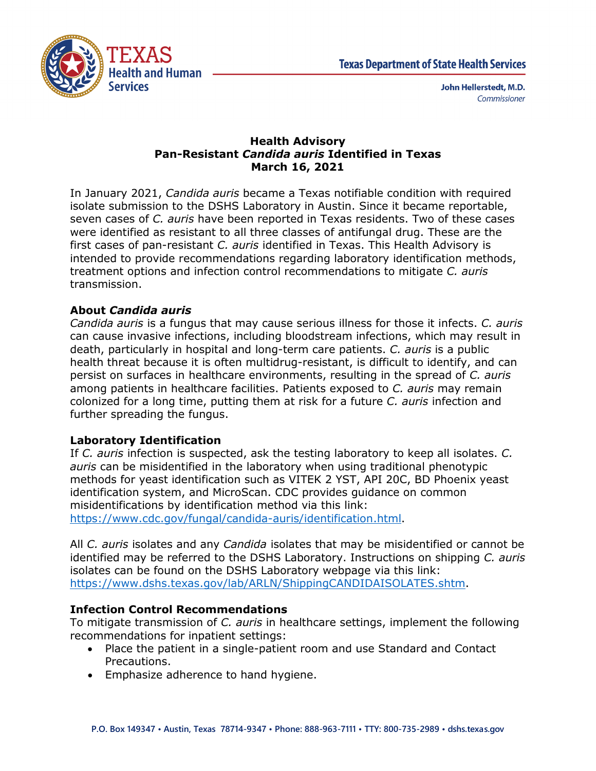Texas Department of State Health Services

**John Hellerstedt, M.D.**
*Commissioner*

# Health Advisory
# Pan-Resistant *Candida auris* Identified in Texas
# March 16, 2021

In January 2021, *Candida auris* became a Texas notifiable condition with required isolate submission to the DSHS Laboratory in Austin. Since it became reportable, seven cases of *C. auris* have been reported in Texas residents. Two of these cases were identified as resistant to all three classes of antifungal drug. These are the first cases of pan-resistant *C. auris* identified in Texas. This Health Advisory is intended to provide recommendations regarding laboratory identification methods, treatment options and infection control recommendations to mitigate *C. auris* transmission.

## About *Candida auris*

*Candida auris* is a fungus that may cause serious illness for those it infects. *C. auris* can cause invasive infections, including bloodstream infections, which may result in death, particularly in hospital and long-term care patients. *C. auris* is a public health threat because it is often multidrug-resistant, is difficult to identify, and can persist on surfaces in healthcare environments, resulting in the spread of *C. auris* among patients in healthcare facilities. Patients exposed to *C. auris* may remain colonized for a long time, putting them at risk for a future *C. auris* infection and further spreading the fungus.

## Laboratory Identification

If *C. auris* infection is suspected, ask the testing laboratory to keep all isolates. *C. auris* can be misidentified in the laboratory when using traditional phenotypic methods for yeast identification such as VITEK 2 YST, API 20C, BD Phoenix yeast identification system, and MicroScan. CDC provides guidance on common misidentifications by identification method via this link: https://www.cdc.gov/fungal/candida-auris/identification.html.

All *C. auris* isolates and any *Candida* isolates that may be misidentified or cannot be identified may be referred to the DSHS Laboratory. Instructions on shipping *C. auris* isolates can be found on the DSHS Laboratory webpage via this link: https://www.dshs.texas.gov/lab/ARLN/ShippingCANDIDAISOLATES.shtm.

## Infection Control Recommendations

To mitigate transmission of *C. auris* in healthcare settings, implement the following recommendations for inpatient settings:

- Place the patient in a single-patient room and use Standard and Contact Precautions.
- Emphasize adherence to hand hygiene.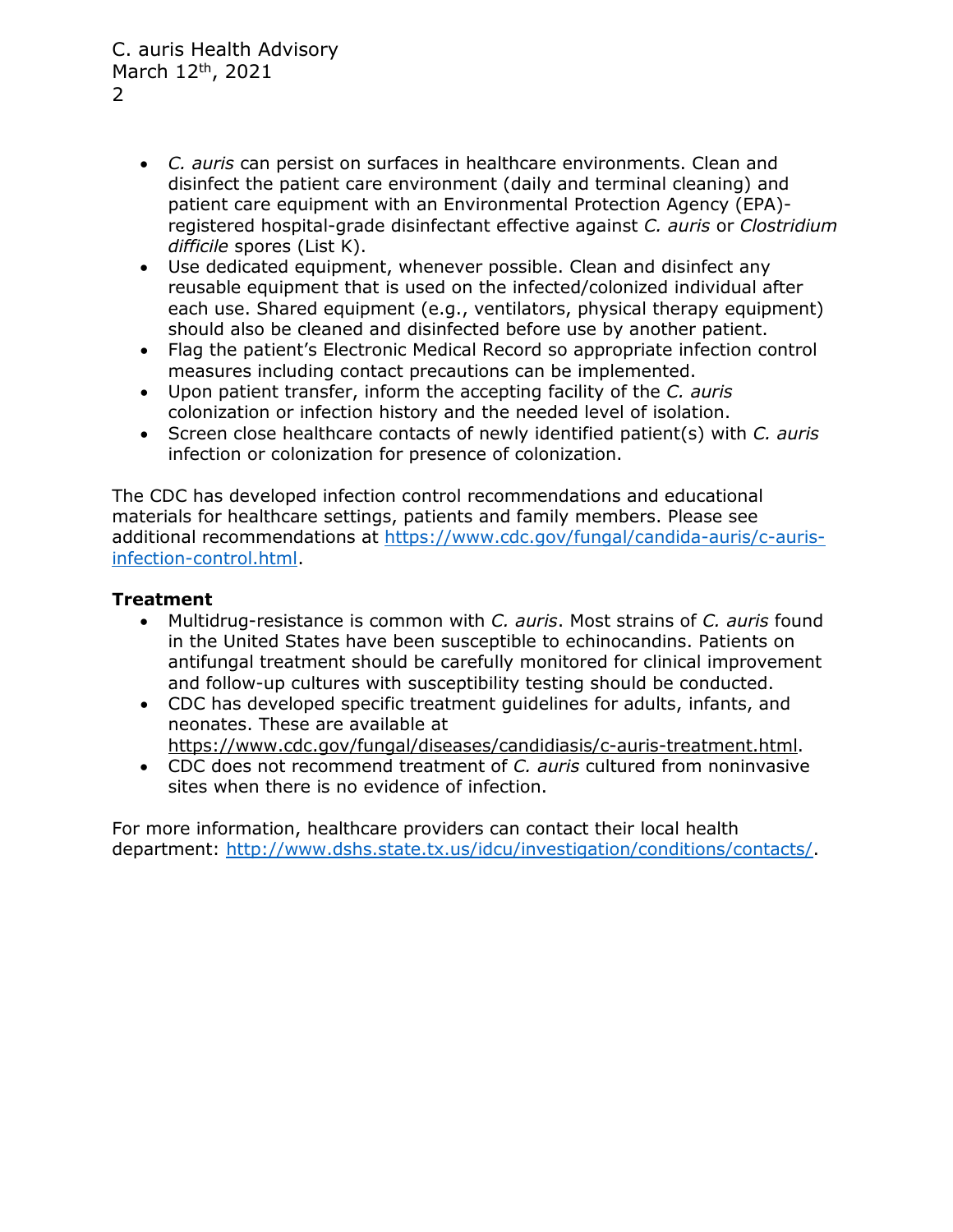- *C. auris* can persist on surfaces in healthcare environments. Clean and disinfect the patient care environment (daily and terminal cleaning) and patient care equipment with an Environmental Protection Agency (EPA)-registered hospital-grade disinfectant effective against *C. auris* or *Clostridium difficile* spores (List K).
- Use dedicated equipment, whenever possible. Clean and disinfect any reusable equipment that is used on the infected/colonized individual after each use. Shared equipment (e.g., ventilators, physical therapy equipment) should also be cleaned and disinfected before use by another patient.
- Flag the patient's Electronic Medical Record so appropriate infection control measures including contact precautions can be implemented.
- Upon patient transfer, inform the accepting facility of the *C. auris* colonization or infection history and the needed level of isolation.
- Screen close healthcare contacts of newly identified patient(s) with *C. auris* infection or colonization for presence of colonization.

The CDC has developed infection control recommendations and educational materials for healthcare settings, patients and family members. Please see additional recommendations at https://www.cdc.gov/fungal/candida-auris/c-auris-infection-control.html.

**Treatment**

- Multidrug-resistance is common with *C. auris*. Most strains of *C. auris* found in the United States have been susceptible to echinocandins. Patients on antifungal treatment should be carefully monitored for clinical improvement and follow-up cultures with susceptibility testing should be conducted.
- CDC has developed specific treatment guidelines for adults, infants, and neonates. These are available at https://www.cdc.gov/fungal/diseases/candidiasis/c-auris-treatment.html.
- CDC does not recommend treatment of *C. auris* cultured from noninvasive sites when there is no evidence of infection.

For more information, healthcare providers can contact their local health department: http://www.dshs.state.tx.us/idcu/investigation/conditions/contacts/.